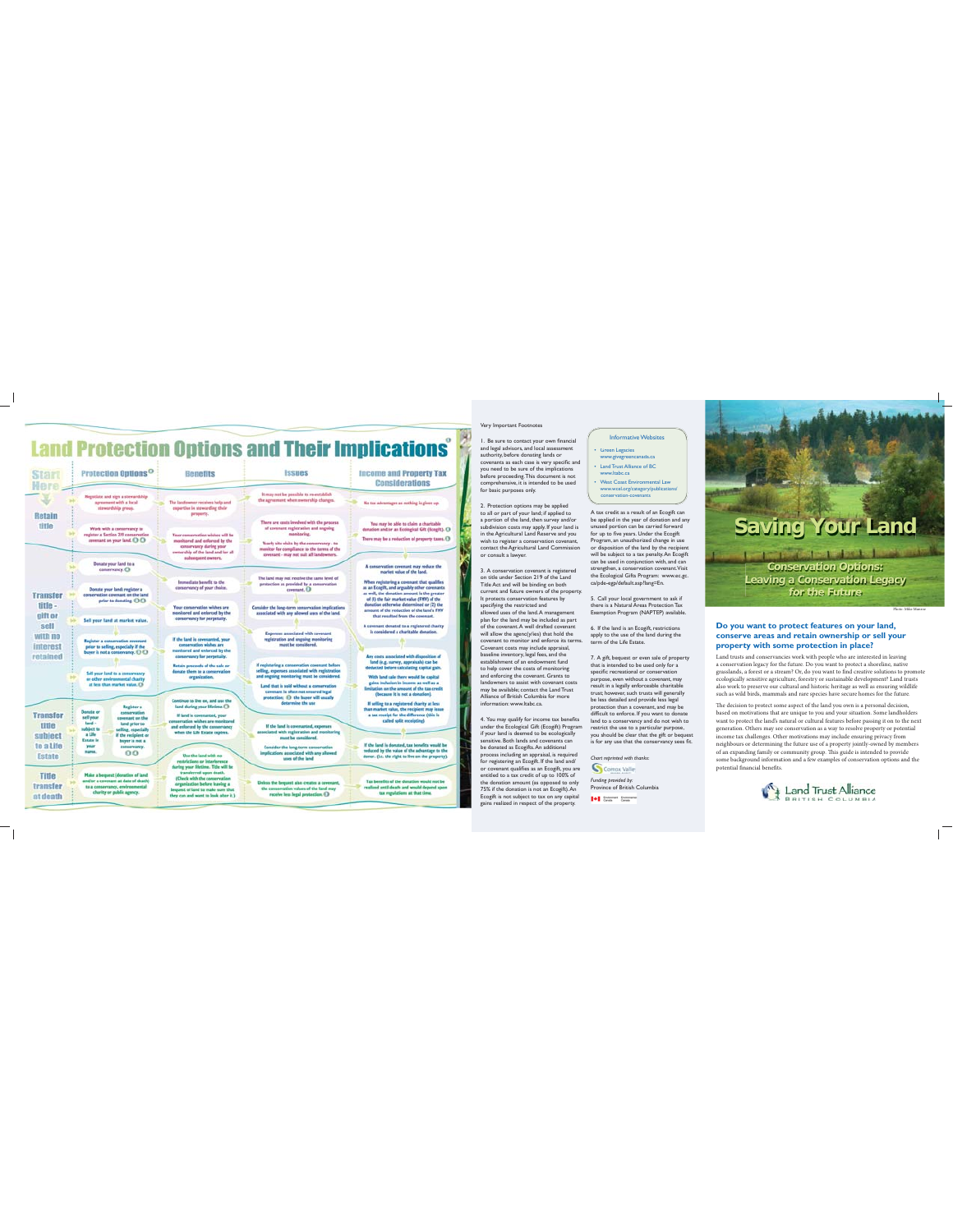# Land Protection Options and Their Implications[1]

| Start Here | Protection Options[2] | Benefits | Issues | Income and Property Tax Considerations |
|---|---|---|---|---|
| Retain title | Negotiate and sign a stewardship agreement with a local stewardship group. | The landowner receives help and expertise in stewarding their property. | It may not be possible to re-establish the agreement when ownership changes. | No tax advantages as nothing is given up. |
| | Work with a conservancy to register a Section 219 conservation covenant on your land. (3)(4) | Your conservation wishes will be monitored and enforced by the conservancy during your ownership of the land and for all subsequent owners. | There are costs involved with the process of covenant registration and ongoing monitoring. Yearly site visits by the conservancy - to monitor for compliance to the terms of the covenant - may not suit all landowners. | You may be able to claim a charitable donation and/or an Ecological Gift (Ecogift). (4) There may be a reduction of property taxes. (5) |
| Transfer title - gift or sell with no interest retained | Donate your land to a conservancy. (4) | Immediate benefit to the conservancy of your choice. | The land may not receive the same level of protection as provided by a conservation covenant. (7) | A conservation covenant may reduce the market value of the land. When registering a covenant that qualifies as an Ecogift, and arguably other covenants as well, the donation amount is the greater of (1) the fair market value (FMV) of the donation otherwise determined or (2) the amount of the reduction of the land's FMV that resulted from the covenant. |
| | Donate your land; register a conservation covenant on the land prior to donating. (3)(4) | Your conservation wishes are monitored and enforced by the conservancy for perpetuity. | Consider the long-term conservation implications associated with any allowed uses of the land. | A covenant donated to a registered charity is considered a charitable donation. |
| | Sell your land at market value. | | Expenses associated with covenant registration and ongoing monitoring must be considered. | |
| | Register a conservation covenant prior to selling, especially if the buyer is not a conservancy. (3)(4) | If the land is covenanted, your conservation wishes are monitored and enforced by the conservancy for perpetuity. | If registering a conservation covenant before selling, expenses associated with registration and ongoing monitoring must be considered. | Any costs associated with disposition of land (e.g. survey, appraisals) can be deducted before calculating capital gain. |
| | Sell your land to a conservancy or other environmental charity at less than market value. (4) | Retain proceeds of the sale or donate them to a conservation organization. | Land that is sold without a conservation covenant is often not ensured legal protection; (7) the buyer will usually determine the use. | With land sale there would be capital gains inclusion in income as well as a limitation on the amount of the tax credit (because it is not a donation). If selling to a registered charity at less than market value, the recipient may issue a tax receipt for the difference (this is called split receipting). |
| Transfer title subject to a Life Estate | Donate or sell your land - subject to a Life Estate in your name. / Register a conservation covenant on the land prior to selling, especially if the recipient or buyer is not a conservancy. (3)(4) | Continue to live on, and use the land during your lifetime. (6) If land is covenanted, your conservation wishes are monitored and enforced by the conservancy when the Life Estate expires. | If the land is covenanted, expenses associated with registration and monitoring must be considered. Consider the long-term conservation implications associated with any allowed uses of the land. | If the land is donated, tax benefits would be reduced by the value of the advantage to the donor. (i.e. the right to live on the property). |
| | | Use the land with no restrictions or interference during your lifetime. Title will be transferred upon death. (Check with the conservation organization before having a bequest of land to make sure that they can and want to look after it.) | | |
| Title transfer at death | Make a bequest (donation of land and/or a covenant at date of death) to a conservancy, environmental charity or public agency. | | Unless the bequest also creates a covenant, the conservation values of the land may receive less legal protection. (7) | Tax benefits of the donation would not be realized until death and would depend upon tax regulations at that time. |

Very Important Footnotes

1. Be sure to contact your own financial and legal advisors, and local assessment authority, before donating lands or covenants as each case is very specific and you need to be sure of the implications before proceeding. This document is not comprehensive, it is intended to be used for basic purposes only.

2. Protection options may be applied to all or part of your land; if applied to a portion of the land, then survey and/or subdivision costs may apply. If your land is in the Agricultural Land Reserve and you wish to register a conservation covenant, contact the Agricultural Land Commission or consult a lawyer.

3. A conservation covenant is registered on title under Section 219 of the Land Title Act and will be binding on both current and future owners of the property. It protects conservation features by specifying the restricted and allowed uses of the land. A management plan for the land may be included as part of the covenant. A well drafted covenant will allow the agency(ies) that hold the covenant to monitor and enforce its terms. Covenant costs may include appraisal, baseline inventory, legal fees, and the establishment of an endowment fund to help cover the costs of monitoring and enforcing the covenant. Grants to landowners to assist with covenant costs may be available; contact the Land Trust Alliance of British Columbia for more information: www.ltabc.ca

4. You may qualify for income tax benefits under the Ecological Gift (Ecogift) Program if your land is deemed to be ecologically sensitive. Both lands and covenants can be donated as Ecogifts. An additional process including an appraisal, is required for registering an Ecogift. If the land and/or covenant qualifies as an Ecogift, you are entitled to a tax credit of up to 100% of the donation amount (as opposed to only 75% if the donation is not an Ecogift). An Ecogift is not subject to tax on any capital gains realized in respect of the property. A tax credit as a result of an Ecogift can be applied in the year of donation and any unused portion can be carried forward for up to five years. Under the Ecogift Program, an unauthorized change in use or disposition of the land by the recipient will be subject to a tax penalty. An Ecogift can be used in conjunction with, and can strengthen, a conservation covenant. Visit the Ecological Gifts Program: www.ec.gc.ca/pde-egp/default.asp?lang=En.

5. Call your local government to ask if there is a Natural Areas Protection Tax Exemption Program (NAPTEP) available.

6. If the land is an Ecogift, restrictions apply to the use of the land during the term of the Life Estate.

7. A gift, bequest or even sale of property that is intended to be used only for a specific recreational or conservation purpose, even without a covenant, may result in a legally enforceable charitable trust; however, such trusts will generally be less detailed and provide less legal protection than a covenant, and may be difficult to enforce. If you want to donate land to a conservancy and do not wish to restrict the use to a particular purpose, you should be clear that the gift or bequest is for any use that the conservancy sees fit.

**Informative Websites**

- Green Legacies www.givegreencanada.ca
- Land Trust Alliance of BC www.ltabc.ca
- West Coast Environmental Law www.wcel.org/category/publications/conservation-covenants

*Chart reprinted with thanks:* Comox Valley

*Funding provided by:* Province of British Columbia

Environment Canada / Environnement Canada

# Saving Your Land

## Conservation Options: Leaving a Conservation Legacy for the Future

Photo: Mike Manner

### Do you want to protect features on your land, conserve areas and retain ownership or sell your property with some protection in place?

Land trusts and conservancies work with people who are interested in leaving a conservation legacy for the future. Do you want to protect a shoreline, native grasslands, a forest or a stream? Or, do you want to find creative solutions to promote ecologically sensitive agriculture, forestry or sustainable development? Land trusts also work to preserve our cultural and historic heritage as well as ensuring wildlife such as wild birds, mammals and rare species have secure homes for the future.

The decision to protect some aspect of the land you own is a personal decision, based on motivations that are unique to you and your situation. Some landholders want to protect the land's natural or cultural features before passing it on to the next generation. Others may see conservation as a way to resolve property or potential income tax challenges. Other motivations may include ensuring privacy from neighbours or determining the future use of a property jointly-owned by members of an expanding family or community group. This guide is intended to provide some background information and a few examples of conservation options and the potential financial benefits.

Land Trust Alliance British Columbia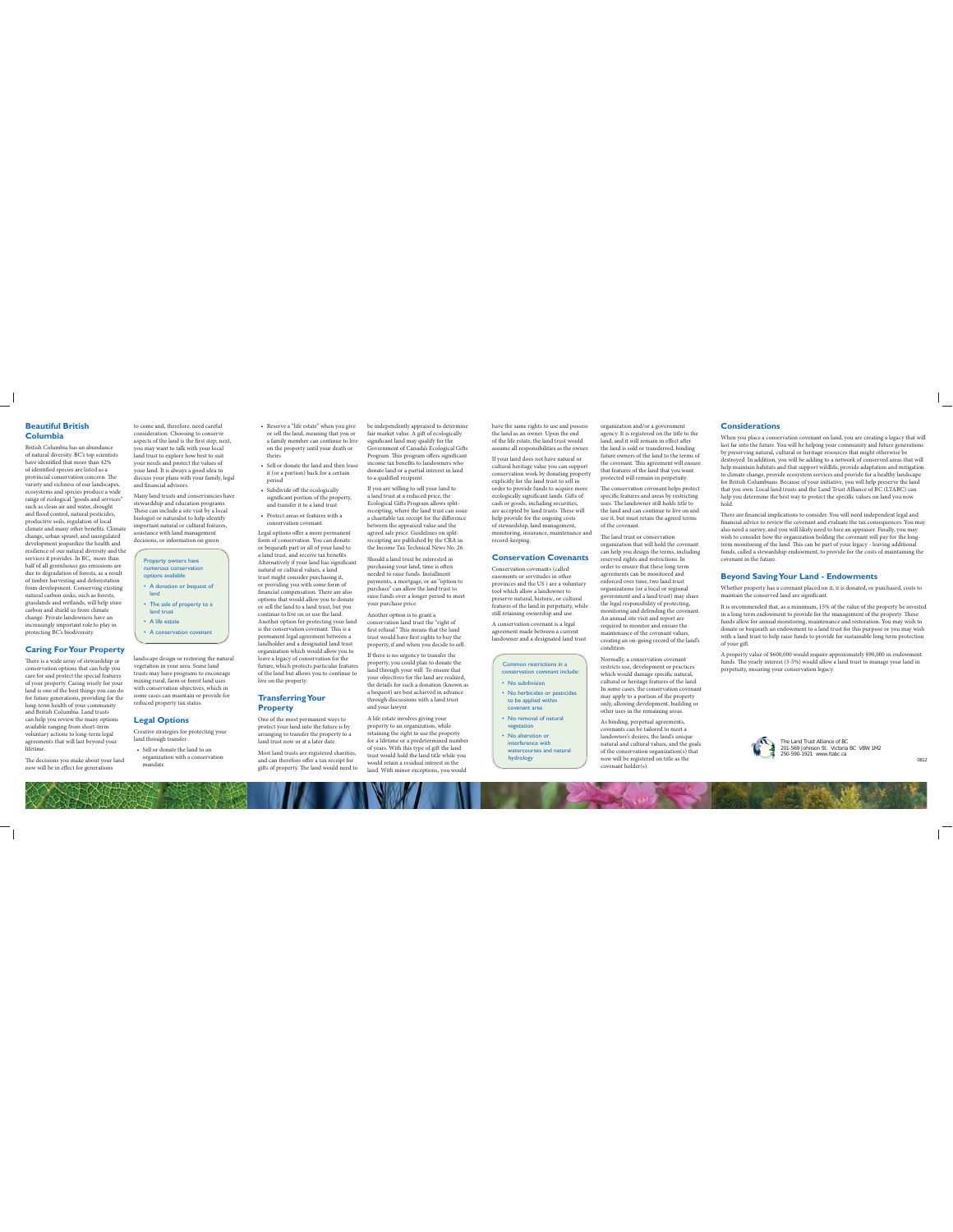## Beautiful British Columbia

British Columbia has an abundance of natural diversity. BC's top scientists have identified that more than 42% of identified species are listed as a provincial conservation concern. The variety and richness of our landscapes, ecosystems and species produce a wide range of ecological "goods and services" such as clean air and water, drought and flood control, natural pesticides, productive soils, regulation of local climate and many other benefits. Climate change, urban sprawl, and unregulated development jeopardize the health and resilience of our natural diversity and the services it provides. In BC, more than half of all greenhouse gas emissions are due to degradation of forests, as a result of timber harvesting and deforestation from development. Conserving existing natural carbon sinks, such as forests, grasslands and wetlands, will help store carbon and shield us from climate change. Private landowners have an increasingly important role to play in protecting BC's biodiversity.

## Caring For Your Property

There is a wide array of stewardship or conservation options that can help you care for and protect the special features of your property. Caring wisely for your land is one of the best things you can do for future generations, providing for the long-term health of your community and British Columbia. Land trusts can help you review the many options available ranging from short-term voluntary actions to long-term legal agreements that will last beyond your lifetime.

The decisions you make about your land now will be in effect for generations to come and, therefore, need careful consideration. Choosing to conserve aspects of the land is the first step; next, you may want to talk with your local land trust to explore how best to suit your needs and protect the values of your land. It is always a good idea to discuss your plans with your family, legal and financial advisors.

Many land trusts and conservancies have stewardship and education programs. These can include a site visit by a local biologist or naturalist to help identify important natural or cultural features, assistance with land management decisions, or information on green landscape design or restoring the natural vegetation in your area. Some land trusts may have programs to encourage mixing rural, farm or forest land uses with conservation objectives, which in some cases can maintain or provide for reduced property tax status.

> Property owners have numerous conservation options available:
>
> - A donation or bequest of land
> - The sale of property to a land trust
> - A life estate
> - A conservation covenant

## Legal Options

Creative strategies for protecting your land through transfer:

- Sell or donate the land to an organization with a conservation mandate
- Reserve a "life estate" when you give or sell the land, meaning that you or a family member can continue to live on the property until your death or theirs
- Sell or donate the land and then lease it (or a portion) back for a certain period
- Subdivide off the ecologically significant portion of the property, and transfer it to a land trust
- Protect areas or features with a conservation covenant.

Legal options offer a more permanent form of conservation. You can donate or bequeath part or all of your land to a land trust, and receive tax benefits. Alternatively if your land has significant natural or cultural values, a land trust might consider purchasing it, or providing you with some form of financial compensation. There are also options that would allow you to donate or sell the land to a land trust, but you continue to live on or use the land. Another option for protecting your land is the conservation covenant. This is a permanent legal agreement between a landholder and a designated land trust organization which would allow you to leave a legacy of conservation for the future, which protects particular features of the land but allows you to continue to live on the property.

## Transferring Your Property

One of the most permanent ways to protect your land into the future is by arranging to transfer the property to a land trust now or at a later date.

Most land trusts are registered charities, and can therefore offer a tax receipt for gifts of property. The land would need to be independently appraised to determine fair market value. A gift of ecologically significant land may qualify for the Government of Canada's Ecological Gifts Program. This program offers significant income tax benefits to landowners who donate land or a partial interest in land to a qualified recipient.

If you are willing to sell your land to a land trust at a reduced price, the Ecological Gifts Program allows split-receipting, where the land trust can issue a charitable tax receipt for the difference between the appraised value and the agreed sale price. Guidelines on split-receipting are published by the CRA in the Income Tax Technical News No. 26.

Should a land trust be interested in purchasing your land, time is often needed to raise funds. Installment payments, a mortgage, or an "option to purchase" can allow the land trust to raise funds over a longer period to meet your purchase price.

Another option is to grant a conservation land trust the "right of first refusal." This means that the land trust would have first rights to buy the property, if and when you decide to sell.

If there is no urgency to transfer the property, you could plan to donate the land through your will. To ensure that your objectives for the land are realized, the details for such a donation (known as a bequest) are best achieved in advance through discussions with a land trust and your lawyer.

A life estate involves giving your property to an organization, while retaining the right to use the property for a lifetime or a predetermined number of years. With this type of gift the land trust would hold the land title while you would retain a residual interest in the land. With minor exceptions, you would have the same rights to use and possess the land as an owner. Upon the end of the life estate, the land trust would assume all responsibilities as the owner.

If your land does not have natural or cultural heritage value you can support conservation work by donating property explicitly for the land trust to sell in order to provide funds to acquire more ecologically significant lands. Gifts of cash or goods, including securities, are accepted by land trusts. These will help provide for the ongoing costs of stewardship, land management, monitoring, insurance, maintenance and record-keeping.

## Conservation Covenants

Conservation covenants (called easements or servitudes in other provinces and the US ) are a voluntary tool which allow a landowner to preserve natural, historic, or cultural features of the land in perpetuity, while still retaining ownership and use.

A conservation covenant is a legal agreement made between a current landowner and a designated land trust organization and/or a government agency. It is registered on the title to the land, and it will remain in effect after the land is sold or transferred, binding future owners of the land to the terms of the covenant. This agreement will ensure that features of the land that you want protected will remain in perpetuity.

> Common restrictions in a conservation covenant include:
>
> - No subdivision
> - No herbicides or pesticides to be applied within covenant area
> - No removal of natural vegetation
> - No alteration or interference with watercourses and natural hydrology

The conservation covenant helps protect specific features and areas by restricting uses. The landowner still holds title to the land and can continue to live on and use it, but must retain the agreed terms of the covenant.

The land trust or conservation organization that will hold the covenant can help you design the terms, including reserved rights and restrictions. In order to ensure that these long term agreements can be monitored and enforced over time, two land trust organizations (or a local or regional government and a land trust) may share the legal responsibility of protecting, monitoring and defending the covenant. An annual site visit and report are required to monitor and ensure the maintenance of the covenant values, creating an on-going record of the land's condition.

Normally, a conservation covenant restricts use, development or practices which would damage specific natural, cultural or heritage features of the land. In some cases, the conservation covenant may apply to a portion of the property only, allowing development, building or other uses in the remaining areas.

As binding, perpetual agreements, covenants can be tailored to meet a landowner's desires, the land's unique natural and cultural values, and the goals of the conservation organization(s) that now will be registered on title as the covenant holder(s).

## Considerations

When you place a conservation covenant on land, you are creating a legacy that will last far into the future. You will be helping your community and future generations by preserving natural, cultural or heritage resources that might otherwise be destroyed. In addition, you will be adding to a network of conserved areas that will help maintain habitats and that support wildlife, provide adaptation and mitigation to climate change, provide ecosystem services and provide for a healthy landscape for British Columbians. Because of your initiative, you will help preserve the land that you own. Local land trusts and the Land Trust Alliance of BC (LTABC) can help you determine the best way to protect the specific values on land you now hold.

There are financial implications to consider. You will need independent legal and financial advice to review the covenant and evaluate the tax consequences. You may also need a survey, and you will likely need to hire an appraiser. Finally, you may wish to consider how the organization holding the covenant will pay for the long-term monitoring of the land. This can be part of your legacy - leaving additional funds, called a stewardship endowment, to provide for the costs of maintaining the covenant in the future.

## Beyond Saving Your Land - Endowments

Whether property has a covenant placed on it, it is donated, or purchased, costs to maintain the conserved land are significant.

It is recommended that, as a minimum, 15% of the value of the property be invested in a long term endowment to provide for the management of the property. These funds allow for annual monitoring, maintenance and restoration. You may wish to donate or bequeath an endowment to a land trust for this purpose or you may wish with a land trust to help raise funds to provide for sustainable long term protection of your gift.

A property value of $600,000 would require approximately $90,000 in endowment funds. The yearly interest (3-5%) would allow a land trust to manage your land in perpetuity, ensuring your conservation legacy.

The Land Trust Alliance of BC
201-569 Johnson St. Victoria BC V8W 1M2
250-590-1921 www.ltabc.ca

0812